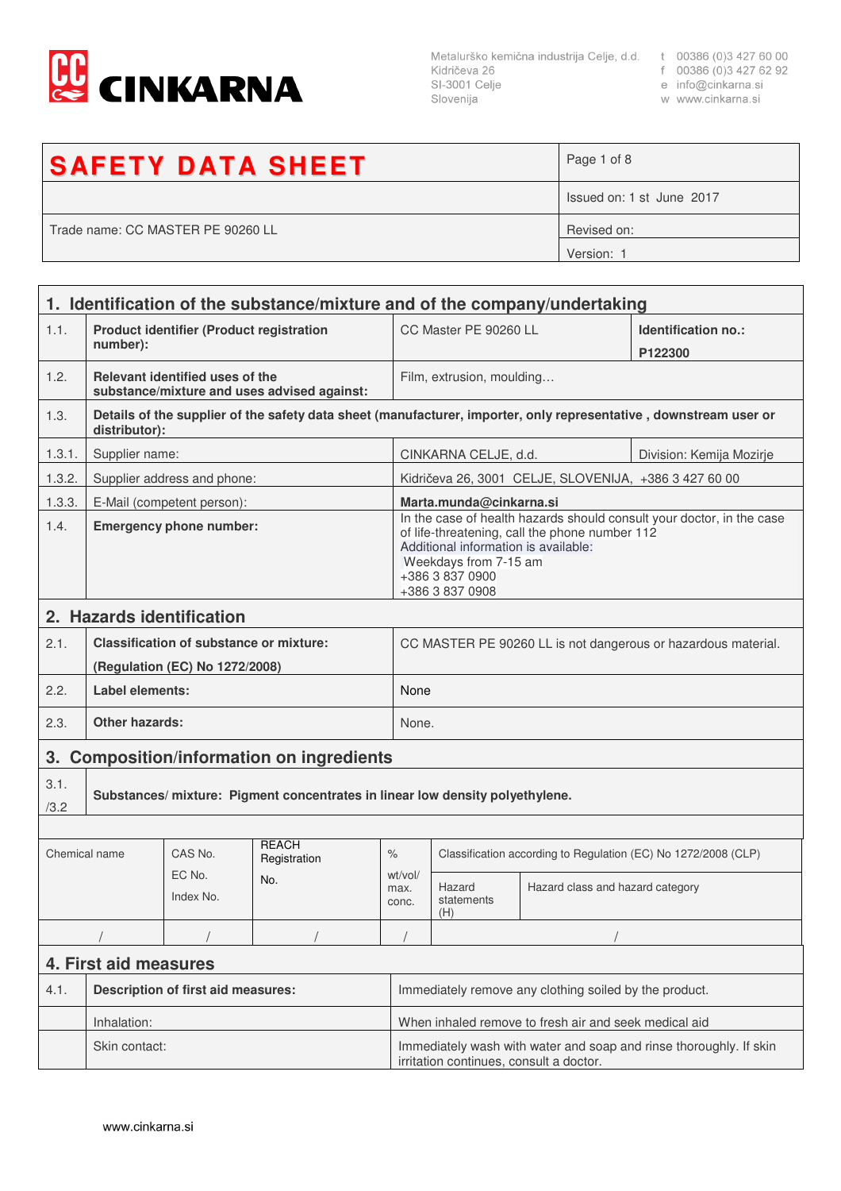CINKARNA

Metalurško kemična industrija Celje, d.d.
Kidričeva 26
SI-3001 Celje
Slovenija

t 00386 (0)3 427 60 00
f 00386 (0)3 427 62 92
e info@cinkarna.si
w www.cinkarna.si

| **SAFETY DATA SHEET** | Page 1 of 8 |
|---|---|
| | Issued on: 1 st June 2017 |
| Trade name: CC MASTER PE 90260 LL | Revised on: |
| | Version: 1 |

## 1. Identification of the substance/mixture and of the company/undertaking

| | | | |
|---|---|---|---|
| 1.1. | **Product identifier (Product registration number):** | CC Master PE 90260 LL | **Identification no.: P122300** |
| 1.2. | **Relevant identified uses of the substance/mixture and uses advised against:** | Film, extrusion, moulding… | |
| 1.3. | **Details of the supplier of the safety data sheet (manufacturer, importer, only representative , downstream user or distributor):** | | |
| 1.3.1. | Supplier name: | CINKARNA CELJE, d.d. | Division: Kemija Mozirje |
| 1.3.2. | Supplier address and phone: | Kidričeva 26, 3001 CELJE, SLOVENIJA, +386 3 427 60 00 | |
| 1.3.3. | E-Mail (competent person): | **Marta.munda@cinkarna.si** | |
| 1.4. | **Emergency phone number:** | In the case of health hazards should consult your doctor, in the case of life-threatening, call the phone number 112<br>Additional information is available:<br>Weekdays from 7-15 am<br>+386 3 837 0900<br>+386 3 837 0908 | |

## 2. Hazards identification

| | | |
|---|---|---|
| 2.1. | **Classification of substance or mixture:**<br>**(Regulation (EC) No 1272/2008)** | CC MASTER PE 90260 LL is not dangerous or hazardous material. |
| 2.2. | **Label elements:** | None |
| 2.3. | **Other hazards:** | None. |

## 3. Composition/information on ingredients

3.1./3.2 **Substances/ mixture: Pigment concentrates in linear low density polyethylene.**

| Chemical name | CAS No.<br>EC No.<br>Index No. | REACH Registration No. | %<br>wt/vol/ max. conc. | Classification according to Regulation (EC) No 1272/2008 (CLP) | |
|---|---|---|---|---|---|
| | | | | Hazard statements (H) | Hazard class and hazard category |
| / | / | / | / | / | |

## 4. First aid measures

| | | |
|---|---|---|
| 4.1. | **Description of first aid measures:** | Immediately remove any clothing soiled by the product. |
| | Inhalation: | When inhaled remove to fresh air and seek medical aid |
| | Skin contact: | Immediately wash with water and soap and rinse thoroughly. If skin irritation continues, consult a doctor. |

www.cinkarna.si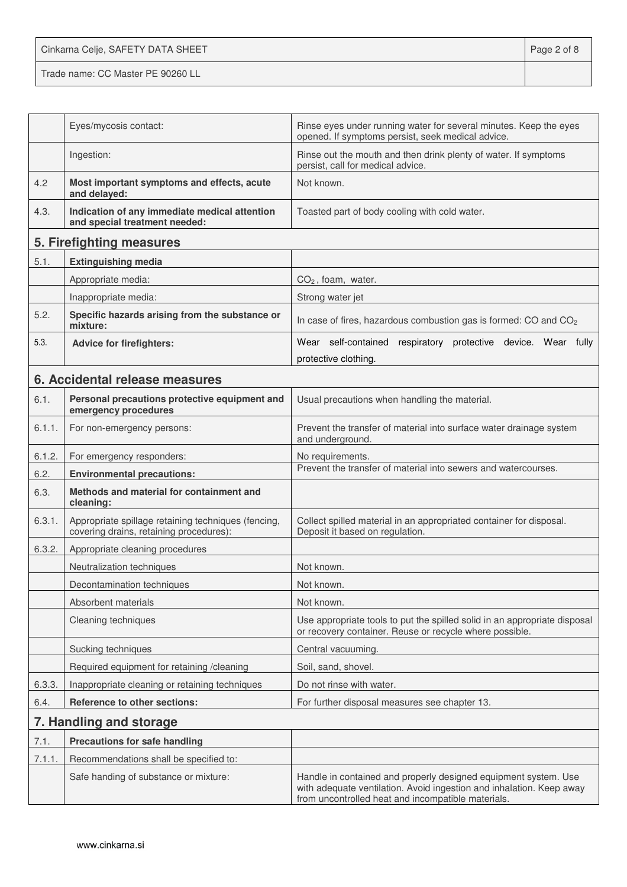| | | |
|---|---|---|
| | Eyes/mycosis contact: | Rinse eyes under running water for several minutes. Keep the eyes opened. If symptoms persist, seek medical advice. |
| | Ingestion: | Rinse out the mouth and then drink plenty of water. If symptoms persist, call for medical advice. |
| 4.2 | **Most important symptoms and effects, acute and delayed:** | Not known. |
| 4.3. | **Indication of any immediate medical attention and special treatment needed:** | Toasted part of body cooling with cold water. |

## 5. Firefighting measures

| | | |
|---|---|---|
| 5.1. | **Extinguishing media** | |
| | Appropriate media: | $CO_2$ , foam, water. |
| | Inappropriate media: | Strong water jet |
| 5.2. | **Specific hazards arising from the substance or mixture:** | In case of fires, hazardous combustion gas is formed: CO and $CO_2$ |
| 5.3. | **Advice for firefighters:** | Wear self-contained respiratory protective device. Wear fully protective clothing. |

## 6. Accidental release measures

| | | |
|---|---|---|
| 6.1. | **Personal precautions protective equipment and emergency procedures** | Usual precautions when handling the material. |
| 6.1.1. | For non-emergency persons: | Prevent the transfer of material into surface water drainage system and underground. |
| 6.1.2. | For emergency responders: | No requirements. |
| 6.2. | **Environmental precautions:** | Prevent the transfer of material into sewers and watercourses. |
| 6.3. | **Methods and material for containment and cleaning:** | |
| 6.3.1. | Appropriate spillage retaining techniques (fencing, covering drains, retaining procedures): | Collect spilled material in an appropriated container for disposal. Deposit it based on regulation. |
| 6.3.2. | Appropriate cleaning procedures | |
| | Neutralization techniques | Not known. |
| | Decontamination techniques | Not known. |
| | Absorbent materials | Not known. |
| | Cleaning techniques | Use appropriate tools to put the spilled solid in an appropriate disposal or recovery container. Reuse or recycle where possible. |
| | Sucking techniques | Central vacuuming. |
| | Required equipment for retaining /cleaning | Soil, sand, shovel. |
| 6.3.3. | Inappropriate cleaning or retaining techniques | Do not rinse with water. |
| 6.4. | **Reference to other sections:** | For further disposal measures see chapter 13. |

## 7. Handling and storage

| | | |
|---|---|---|
| 7.1. | **Precautions for safe handling** | |
| 7.1.1. | Recommendations shall be specified to: | |
| | Safe handing of substance or mixture: | Handle in contained and properly designed equipment system. Use with adequate ventilation. Avoid ingestion and inhalation. Keep away from uncontrolled heat and incompatible materials. |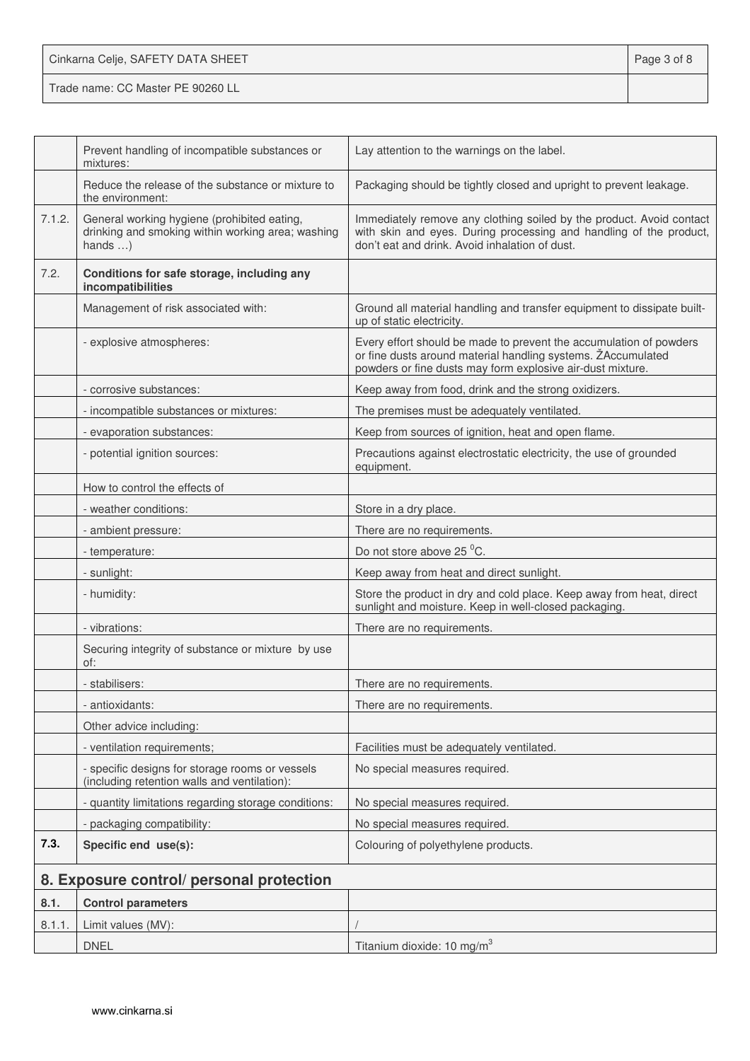| | | |
|---|---|---|
| | Prevent handling of incompatible substances or mixtures: | Lay attention to the warnings on the label. |
| | Reduce the release of the substance or mixture to the environment: | Packaging should be tightly closed and upright to prevent leakage. |
| 7.1.2. | General working hygiene (prohibited eating, drinking and smoking within working area; washing hands …) | Immediately remove any clothing soiled by the product. Avoid contact with skin and eyes. During processing and handling of the product, don't eat and drink. Avoid inhalation of dust. |
| 7.2. | **Conditions for safe storage, including any incompatibilities** | |
| | Management of risk associated with: | Ground all material handling and transfer equipment to dissipate built-up of static electricity. |
| | - explosive atmospheres: | Every effort should be made to prevent the accumulation of powders or fine dusts around material handling systems. ŽAccumulated powders or fine dusts may form explosive air-dust mixture. |
| | - corrosive substances: | Keep away from food, drink and the strong oxidizers. |
| | - incompatible substances or mixtures: | The premises must be adequately ventilated. |
| | - evaporation substances: | Keep from sources of ignition, heat and open flame. |
| | - potential ignition sources: | Precautions against electrostatic electricity, the use of grounded equipment. |
| | How to control the effects of | |
| | - weather conditions: | Store in a dry place. |
| | - ambient pressure: | There are no requirements. |
| | - temperature: | Do not store above 25 $^0$C. |
| | - sunlight: | Keep away from heat and direct sunlight. |
| | - humidity: | Store the product in dry and cold place. Keep away from heat, direct sunlight and moisture. Keep in well-closed packaging. |
| | - vibrations: | There are no requirements. |
| | Securing integrity of substance or mixture by use of: | |
| | - stabilisers: | There are no requirements. |
| | - antioxidants: | There are no requirements. |
| | Other advice including: | |
| | - ventilation requirements; | Facilities must be adequately ventilated. |
| | - specific designs for storage rooms or vessels (including retention walls and ventilation): | No special measures required. |
| | - quantity limitations regarding storage conditions: | No special measures required. |
| | - packaging compatibility: | No special measures required. |
| **7.3.** | **Specific end use(s):** | Colouring of polyethylene products. |

## 8. Exposure control/ personal protection

| | | |
|---|---|---|
| **8.1.** | **Control parameters** | |
| 8.1.1. | Limit values (MV): | / |
| | DNEL | Titanium dioxide: 10 mg/m$^3$ |

www.cinkarna.si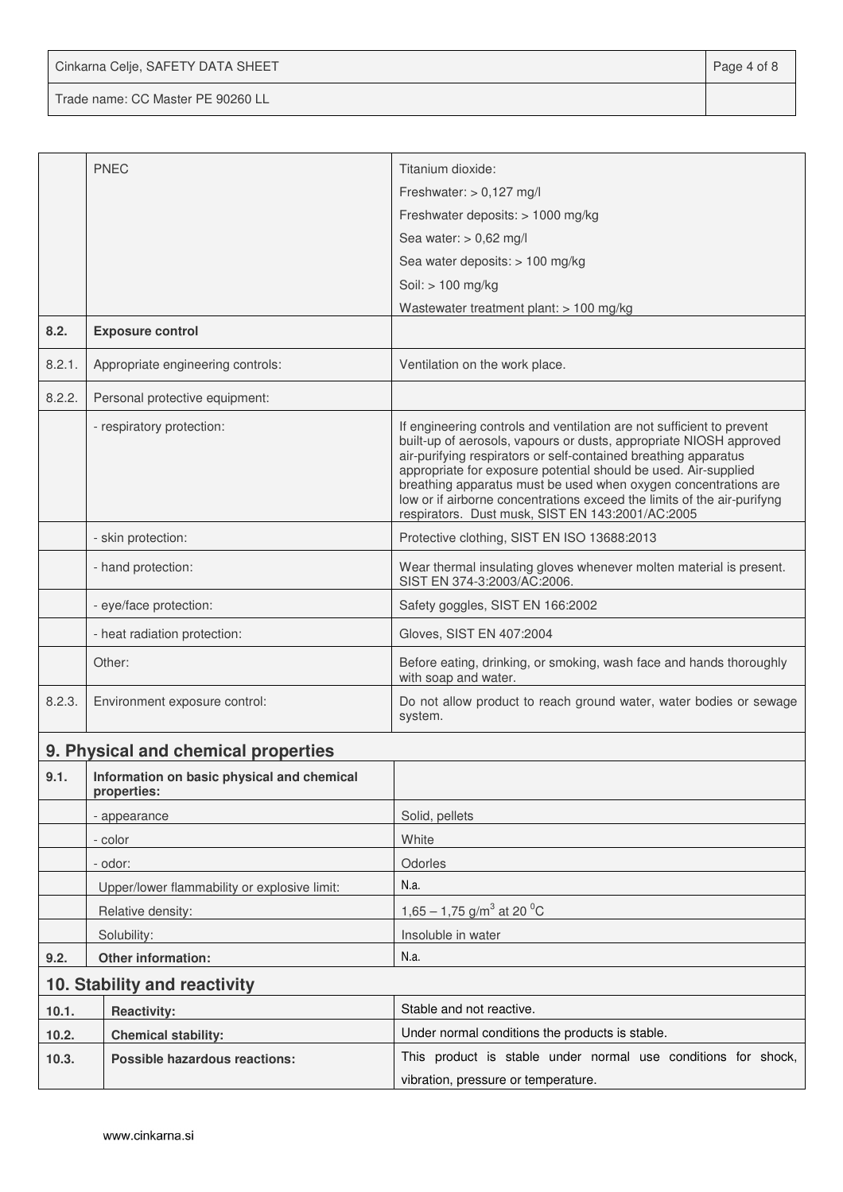| | | |
|---|---|---|
| | PNEC | Titanium dioxide:<br>Freshwater: > 0,127 mg/l<br>Freshwater deposits: > 1000 mg/kg<br>Sea water: > 0,62 mg/l<br>Sea water deposits: > 100 mg/kg<br>Soil: > 100 mg/kg<br>Wastewater treatment plant: > 100 mg/kg |
| **8.2.** | **Exposure control** | |
| 8.2.1. | Appropriate engineering controls: | Ventilation on the work place. |
| 8.2.2. | Personal protective equipment: | |
| | - respiratory protection: | If engineering controls and ventilation are not sufficient to prevent built-up of aerosols, vapours or dusts, appropriate NIOSH approved air-purifying respirators or self-contained breathing apparatus appropriate for exposure potential should be used. Air-supplied breathing apparatus must be used when oxygen concentrations are low or if airborne concentrations exceed the limits of the air-purifyng respirators. Dust musk, SIST EN 143:2001/AC:2005 |
| | - skin protection: | Protective clothing, SIST EN ISO 13688:2013 |
| | - hand protection: | Wear thermal insulating gloves whenever molten material is present. SIST EN 374-3:2003/AC:2006. |
| | - eye/face protection: | Safety goggles, SIST EN 166:2002 |
| | - heat radiation protection: | Gloves, SIST EN 407:2004 |
| | Other: | Before eating, drinking, or smoking, wash face and hands thoroughly with soap and water. |
| 8.2.3. | Environment exposure control: | Do not allow product to reach ground water, water bodies or sewage system. |

## 9. Physical and chemical properties

| | | |
|---|---|---|
| **9.1.** | **Information on basic physical and chemical properties:** | |
| | - appearance | Solid, pellets |
| | - color | White |
| | - odor: | Odorles |
| | Upper/lower flammability or explosive limit: | N.a. |
| | Relative density: | 1,65 – 1,75 g/m$^3$ at 20 $^0$C |
| | Solubility: | Insoluble in water |
| **9.2.** | **Other information:** | N.a. |

## 10. Stability and reactivity

| | | |
|---|---|---|
| **10.1.** | **Reactivity:** | Stable and not reactive. |
| **10.2.** | **Chemical stability:** | Under normal conditions the products is stable. |
| **10.3.** | **Possible hazardous reactions:** | This product is stable under normal use conditions for shock, vibration, pressure or temperature. |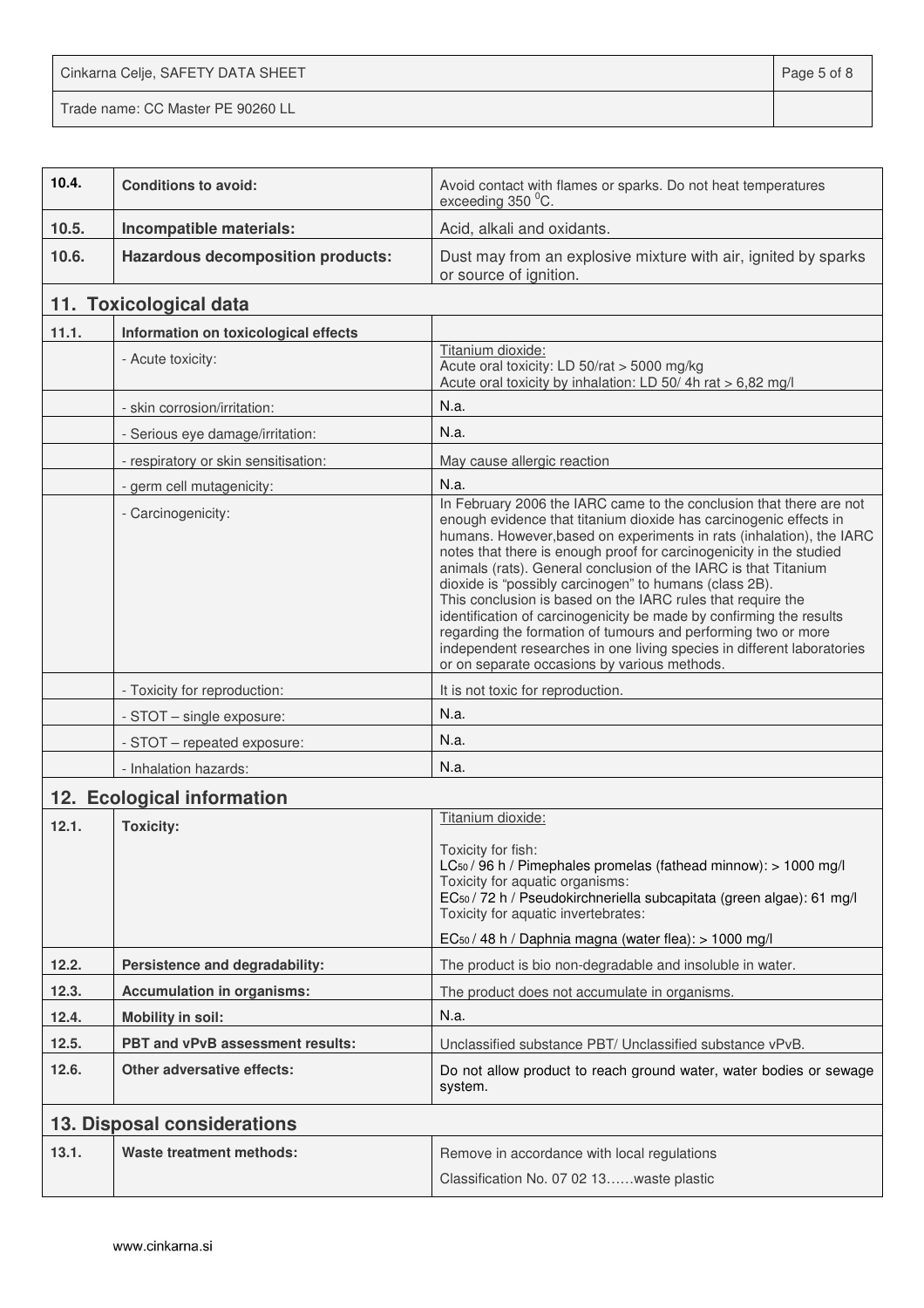| | | |
|---|---|---|
| **10.4.** | **Conditions to avoid:** | Avoid contact with flames or sparks. Do not heat temperatures exceeding 350 $^0$C. |
| **10.5.** | **Incompatible materials:** | Acid, alkali and oxidants. |
| **10.6.** | **Hazardous decomposition products:** | Dust may from an explosive mixture with air, ignited by sparks or source of ignition. |

## 11. Toxicological data

| | | |
|---|---|---|
| **11.1.** | **Information on toxicological effects** | |
| | - Acute toxicity: | Titanium dioxide:<br>Acute oral toxicity: LD 50/rat > 5000 mg/kg<br>Acute oral toxicity by inhalation: LD 50/ 4h rat > 6,82 mg/l |
| | - skin corrosion/irritation: | N.a. |
| | - Serious eye damage/irritation: | N.a. |
| | - respiratory or skin sensitisation: | May cause allergic reaction |
| | - germ cell mutagenicity: | N.a. |
| | - Carcinogenicity: | In February 2006 the IARC came to the conclusion that there are not enough evidence that titanium dioxide has carcinogenic effects in humans. However,based on experiments in rats (inhalation), the IARC notes that there is enough proof for carcinogenicity in the studied animals (rats). General conclusion of the IARC is that Titanium dioxide is "possibly carcinogen" to humans (class 2B).<br>This conclusion is based on the IARC rules that require the identification of carcinogenicity be made by confirming the results regarding the formation of tumours and performing two or more independent researches in one living species in different laboratories or on separate occasions by various methods. |
| | - Toxicity for reproduction: | It is not toxic for reproduction. |
| | - STOT – single exposure: | N.a. |
| | - STOT – repeated exposure: | N.a. |
| | - Inhalation hazards: | N.a. |

## 12. Ecological information

| | | |
|---|---|---|
| **12.1.** | **Toxicity:** | Titanium dioxide:<br><br>Toxicity for fish:<br>$LC_{50}$ / 96 h / Pimephales promelas (fathead minnow): > 1000 mg/l<br>Toxicity for aquatic organisms:<br>$EC_{50}$ / 72 h / Pseudokirchneriella subcapitata (green algae): 61 mg/l<br>Toxicity for aquatic invertebrates:<br><br>$EC_{50}$ / 48 h / Daphnia magna (water flea): > 1000 mg/l |
| **12.2.** | **Persistence and degradability:** | The product is bio non-degradable and insoluble in water. |
| **12.3.** | **Accumulation in organisms:** | The product does not accumulate in organisms. |
| **12.4.** | **Mobility in soil:** | N.a. |
| **12.5.** | **PBT and vPvB assessment results:** | Unclassified substance PBT/ Unclassified substance vPvB. |
| **12.6.** | **Other adversative effects:** | Do not allow product to reach ground water, water bodies or sewage system. |

## 13. Disposal considerations

| | | |
|---|---|---|
| **13.1.** | **Waste treatment methods:** | Remove in accordance with local regulations<br><br>Classification No. 07 02 13……waste plastic |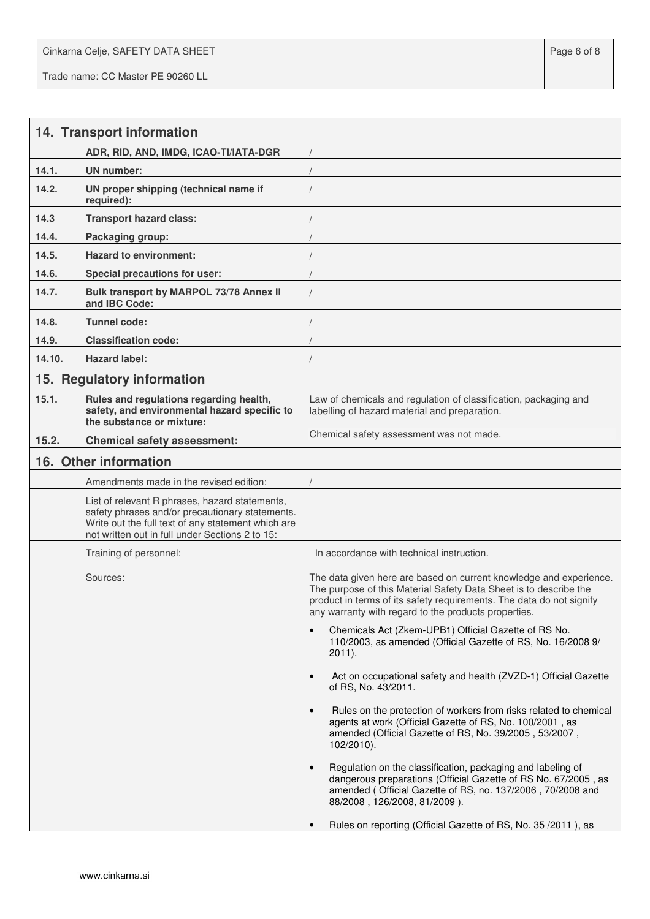## 14. Transport information

| | | |
|---|---|---|
| | **ADR, RID, AND, IMDG, ICAO-TI/IATA-DGR** | / |
| **14.1.** | **UN number:** | / |
| **14.2.** | **UN proper shipping (technical name if required):** | / |
| **14.3** | **Transport hazard class:** | / |
| **14.4.** | **Packaging group:** | / |
| **14.5.** | **Hazard to environment:** | / |
| **14.6.** | **Special precautions for user:** | / |
| **14.7.** | **Bulk transport by MARPOL 73/78 Annex II and IBC Code:** | / |
| **14.8.** | **Tunnel code:** | / |
| **14.9.** | **Classification code:** | / |
| **14.10.** | **Hazard label:** | / |

## 15. Regulatory information

| | | |
|---|---|---|
| **15.1.** | **Rules and regulations regarding health, safety, and environmental hazard specific to the substance or mixture:** | Law of chemicals and regulation of classification, packaging and labelling of hazard material and preparation. |
| **15.2.** | **Chemical safety assessment:** | Chemical safety assessment was not made. |

## 16. Other information

| | | |
|---|---|---|
| | Amendments made in the revised edition: | / |
| | List of relevant R phrases, hazard statements, safety phrases and/or precautionary statements. Write out the full text of any statement which are not written out in full under Sections 2 to 15: | |
| | Training of personnel: | In accordance with technical instruction. |
| | Sources: | The data given here are based on current knowledge and experience. The purpose of this Material Safety Data Sheet is to describe the product in terms of its safety requirements. The data do not signify any warranty with regard to the products properties.<br>• Chemicals Act (Zkem-UPB1) Official Gazette of RS No. 110/2003, as amended (Official Gazette of RS, No. 16/2008 9/ 2011).<br>• Act on occupational safety and health (ZVZD-1) Official Gazette of RS, No. 43/2011.<br>• Rules on the protection of workers from risks related to chemical agents at work (Official Gazette of RS, No. 100/2001 , as amended (Official Gazette of RS, No. 39/2005 , 53/2007 , 102/2010).<br>• Regulation on the classification, packaging and labeling of dangerous preparations (Official Gazette of RS No. 67/2005 , as amended ( Official Gazette of RS, no. 137/2006 , 70/2008 and 88/2008 , 126/2008, 81/2009 ).<br>• Rules on reporting (Official Gazette of RS, No. 35 /2011 ), as |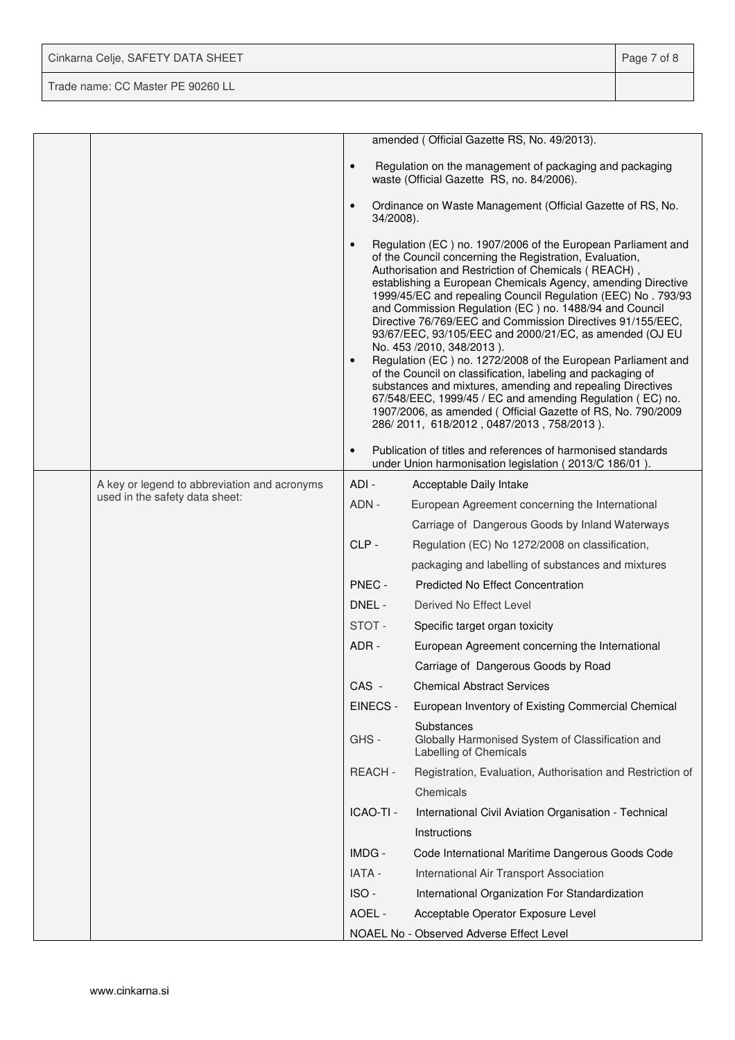| | | |
|---|---|---|
| | | amended ( Official Gazette RS, No. 49/2013).<br><br>• Regulation on the management of packaging and packaging waste (Official Gazette RS, no. 84/2006).<br><br>• Ordinance on Waste Management (Official Gazette of RS, No. 34/2008).<br><br>• Regulation (EC ) no. 1907/2006 of the European Parliament and of the Council concerning the Registration, Evaluation, Authorisation and Restriction of Chemicals ( REACH) , establishing a European Chemicals Agency, amending Directive 1999/45/EC and repealing Council Regulation (EEC) No . 793/93 and Commission Regulation (EC ) no. 1488/94 and Council Directive 76/769/EEC and Commission Directives 91/155/EEC, 93/67/EEC, 93/105/EEC and 2000/21/EC, as amended (OJ EU No. 453 /2010, 348/2013 ).<br>• Regulation (EC ) no. 1272/2008 of the European Parliament and of the Council on classification, labeling and packaging of substances and mixtures, amending and repealing Directives 67/548/EEC, 1999/45 / EC and amending Regulation ( EC) no. 1907/2006, as amended ( Official Gazette of RS, No. 790/2009 286/ 2011, 618/2012 , 0487/2013 , 758/2013 ).<br><br>• Publication of titles and references of harmonised standards under Union harmonisation legislation ( 2013/C 186/01 ). |
| | A key or legend to abbreviation and acronyms used in the safety data sheet: | ADI - Acceptable Daily Intake<br>ADN - European Agreement concerning the International Carriage of Dangerous Goods by Inland Waterways<br>CLP - Regulation (EC) No 1272/2008 on classification, packaging and labelling of substances and mixtures<br>PNEC - Predicted No Effect Concentration<br>DNEL - Derived No Effect Level<br>STOT - Specific target organ toxicity<br>ADR - European Agreement concerning the International Carriage of Dangerous Goods by Road<br>CAS - Chemical Abstract Services<br>EINECS - European Inventory of Existing Commercial Chemical Substances<br>GHS - Globally Harmonised System of Classification and Labelling of Chemicals<br>REACH - Registration, Evaluation, Authorisation and Restriction of Chemicals<br>ICAO-TI - International Civil Aviation Organisation - Technical Instructions<br>IMDG - Code International Maritime Dangerous Goods Code<br>IATA - International Air Transport Association<br>ISO - International Organization For Standardization<br>AOEL - Acceptable Operator Exposure Level<br>NOAEL No - Observed Adverse Effect Level |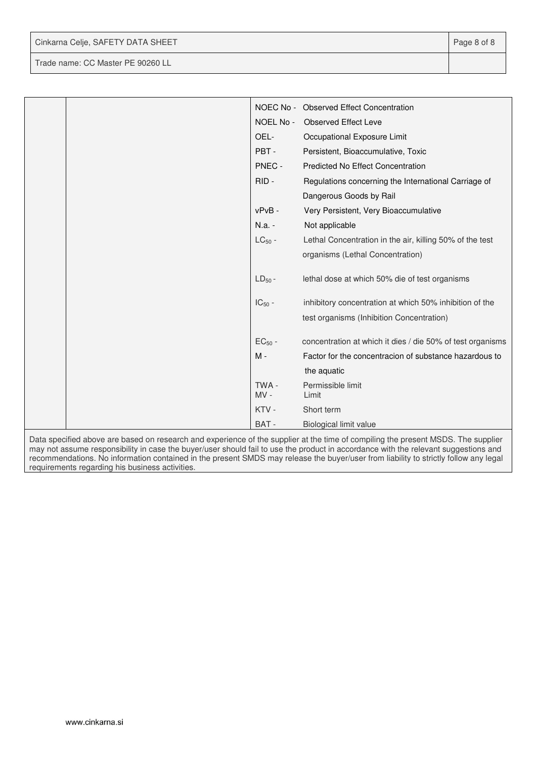| | | | |
|---|---|---|---|
| | | NOEC No - | Observed Effect Concentration |
| | | NOEL No - | Observed Effect Leve |
| | | OEL- | Occupational Exposure Limit |
| | | PBT - | Persistent, Bioaccumulative, Toxic |
| | | PNEC - | Predicted No Effect Concentration |
| | | RID - | Regulations concerning the International Carriage of Dangerous Goods by Rail |
| | | vPvB - | Very Persistent, Very Bioaccumulative |
| | | N.a. - | Not applicable |
| | | $LC_{50}$ - | Lethal Concentration in the air, killing 50% of the test organisms (Lethal Concentration) |
| | | $LD_{50}$ - | lethal dose at which 50% die of test organisms |
| | | $IC_{50}$ - | inhibitory concentration at which 50% inhibition of the test organisms (Inhibition Concentration) |
| | | $EC_{50}$ - | concentration at which it dies / die 50% of test organisms |
| | | M - | Factor for the concentracion of substance hazardous to the aquatic |
| | | TWA - | Permissible limit |
| | | MV - | Limit |
| | | KTV - | Short term |
| | | BAT - | Biological limit value |

Data specified above are based on research and experience of the supplier at the time of compiling the present MSDS. The supplier may not assume responsibility in case the buyer/user should fail to use the product in accordance with the relevant suggestions and recommendations. No information contained in the present SMDS may release the buyer/user from liability to strictly follow any legal requirements regarding his business activities.

www.cinkarna.si